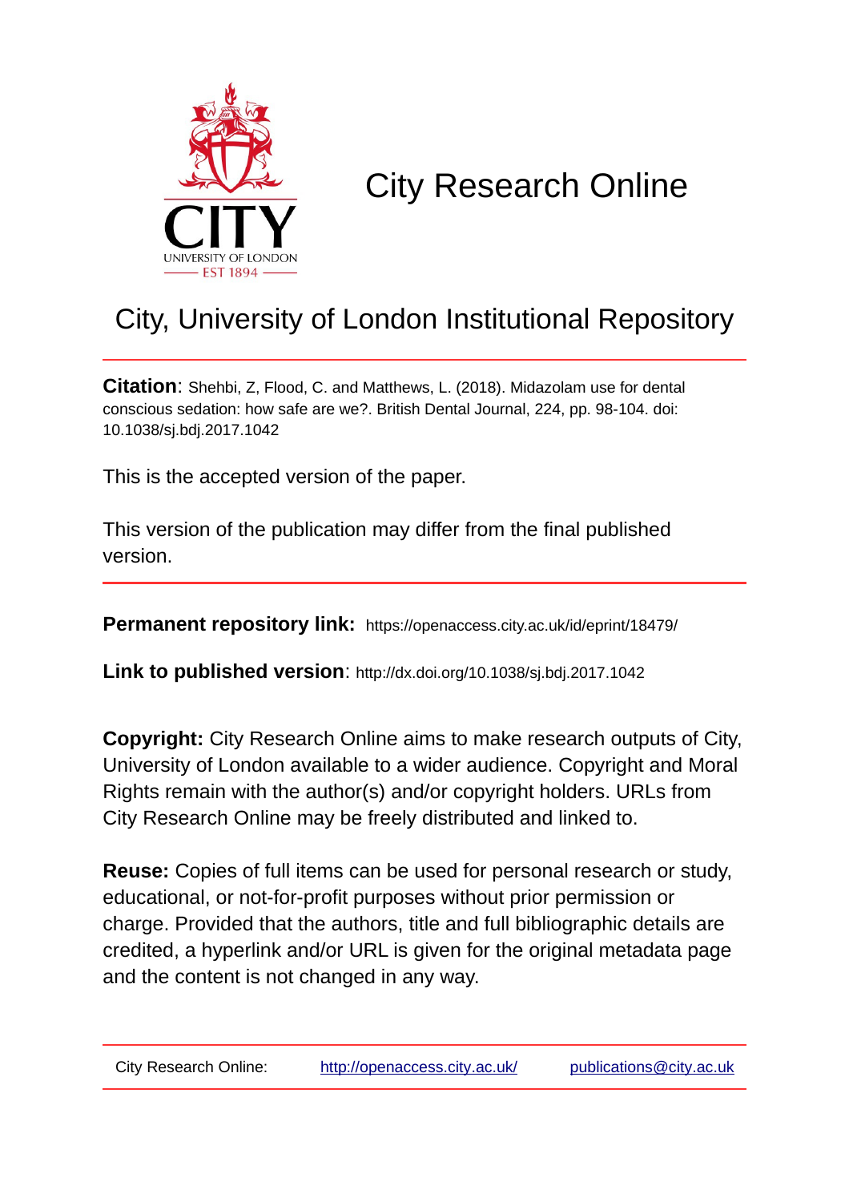# City Research Online

## City, University of London Institutional Repository

**Citation**: Shehbi, Z, Flood, C. and Matthews, L. (2018). Midazolam use for dental conscious sedation: how safe are we?. British Dental Journal, 224, pp. 98-104. doi: 10.1038/sj.bdj.2017.1042

This is the accepted version of the paper.

This version of the publication may differ from the final published version.

---

**Permanent repository link:** https://openaccess.city.ac.uk/id/eprint/18479/

**Link to published version**: http://dx.doi.org/10.1038/sj.bdj.2017.1042

**Copyright:** City Research Online aims to make research outputs of City, University of London available to a wider audience. Copyright and Moral Rights remain with the author(s) and/or copyright holders. URLs from City Research Online may be freely distributed and linked to.

**Reuse:** Copies of full items can be used for personal research or study, educational, or not-for-profit purposes without prior permission or charge. Provided that the authors, title and full bibliographic details are credited, a hyperlink and/or URL is given for the original metadata page and the content is not changed in any way.

---

City Research Online: http://openaccess.city.ac.uk/ publications@city.ac.uk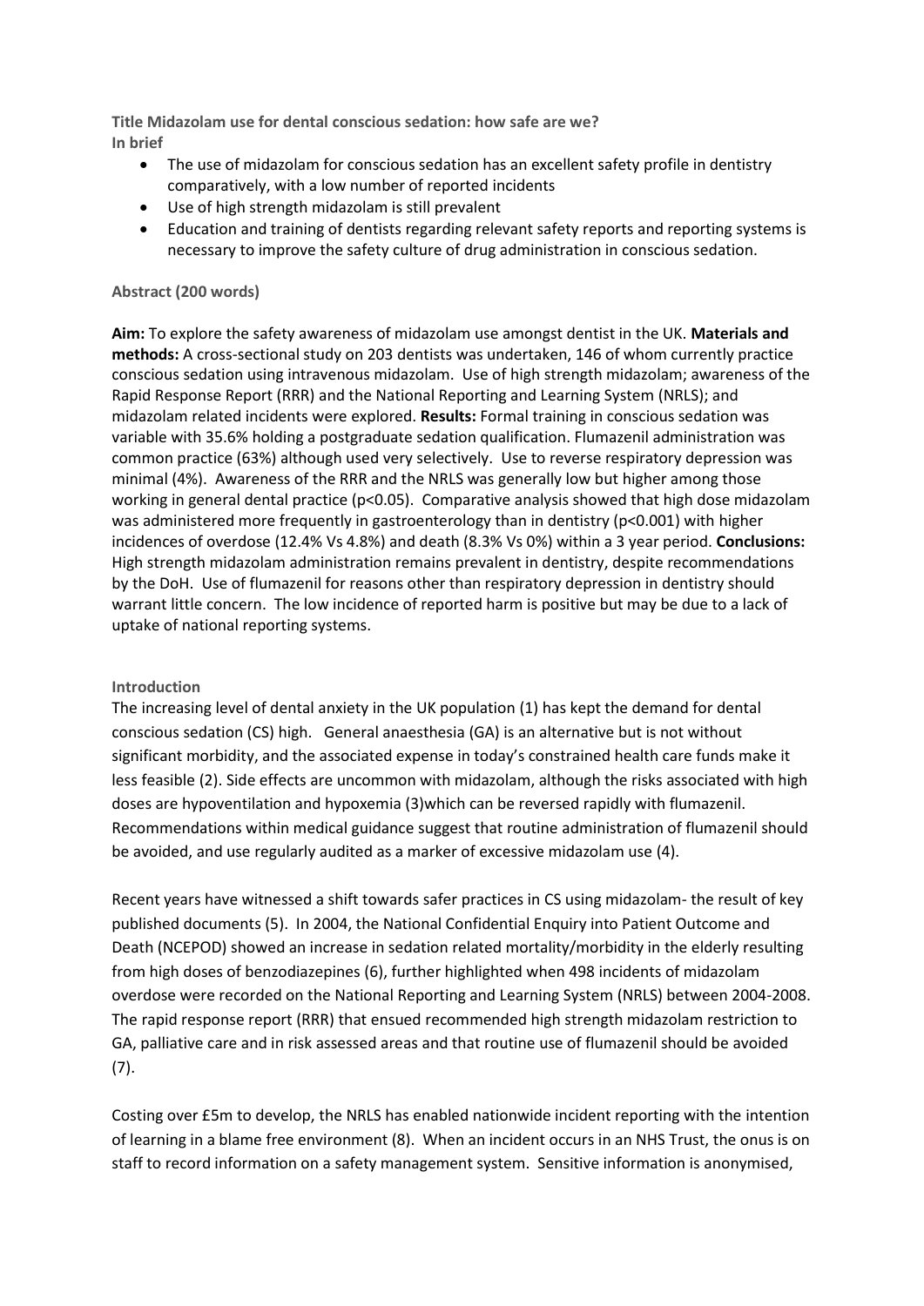**Title Midazolam use for dental conscious sedation: how safe are we?**

**In brief**

- The use of midazolam for conscious sedation has an excellent safety profile in dentistry comparatively, with a low number of reported incidents
- Use of high strength midazolam is still prevalent
- Education and training of dentists regarding relevant safety reports and reporting systems is necessary to improve the safety culture of drug administration in conscious sedation.

**Abstract (200 words)**

**Aim:** To explore the safety awareness of midazolam use amongst dentist in the UK. **Materials and methods:** A cross-sectional study on 203 dentists was undertaken, 146 of whom currently practice conscious sedation using intravenous midazolam. Use of high strength midazolam; awareness of the Rapid Response Report (RRR) and the National Reporting and Learning System (NRLS); and midazolam related incidents were explored. **Results:** Formal training in conscious sedation was variable with 35.6% holding a postgraduate sedation qualification. Flumazenil administration was common practice (63%) although used very selectively. Use to reverse respiratory depression was minimal (4%). Awareness of the RRR and the NRLS was generally low but higher among those working in general dental practice ($p<0.05$). Comparative analysis showed that high dose midazolam was administered more frequently in gastroenterology than in dentistry ($p<0.001$) with higher incidences of overdose (12.4% Vs 4.8%) and death (8.3% Vs 0%) within a 3 year period. **Conclusions:** High strength midazolam administration remains prevalent in dentistry, despite recommendations by the DoH. Use of flumazenil for reasons other than respiratory depression in dentistry should warrant little concern. The low incidence of reported harm is positive but may be due to a lack of uptake of national reporting systems.

**Introduction**

The increasing level of dental anxiety in the UK population (1) has kept the demand for dental conscious sedation (CS) high. General anaesthesia (GA) is an alternative but is not without significant morbidity, and the associated expense in today's constrained health care funds make it less feasible (2). Side effects are uncommon with midazolam, although the risks associated with high doses are hypoventilation and hypoxemia (3)which can be reversed rapidly with flumazenil. Recommendations within medical guidance suggest that routine administration of flumazenil should be avoided, and use regularly audited as a marker of excessive midazolam use (4).

Recent years have witnessed a shift towards safer practices in CS using midazolam- the result of key published documents (5). In 2004, the National Confidential Enquiry into Patient Outcome and Death (NCEPOD) showed an increase in sedation related mortality/morbidity in the elderly resulting from high doses of benzodiazepines (6), further highlighted when 498 incidents of midazolam overdose were recorded on the National Reporting and Learning System (NRLS) between 2004-2008. The rapid response report (RRR) that ensued recommended high strength midazolam restriction to GA, palliative care and in risk assessed areas and that routine use of flumazenil should be avoided (7).

Costing over £5m to develop, the NRLS has enabled nationwide incident reporting with the intention of learning in a blame free environment (8). When an incident occurs in an NHS Trust, the onus is on staff to record information on a safety management system. Sensitive information is anonymised,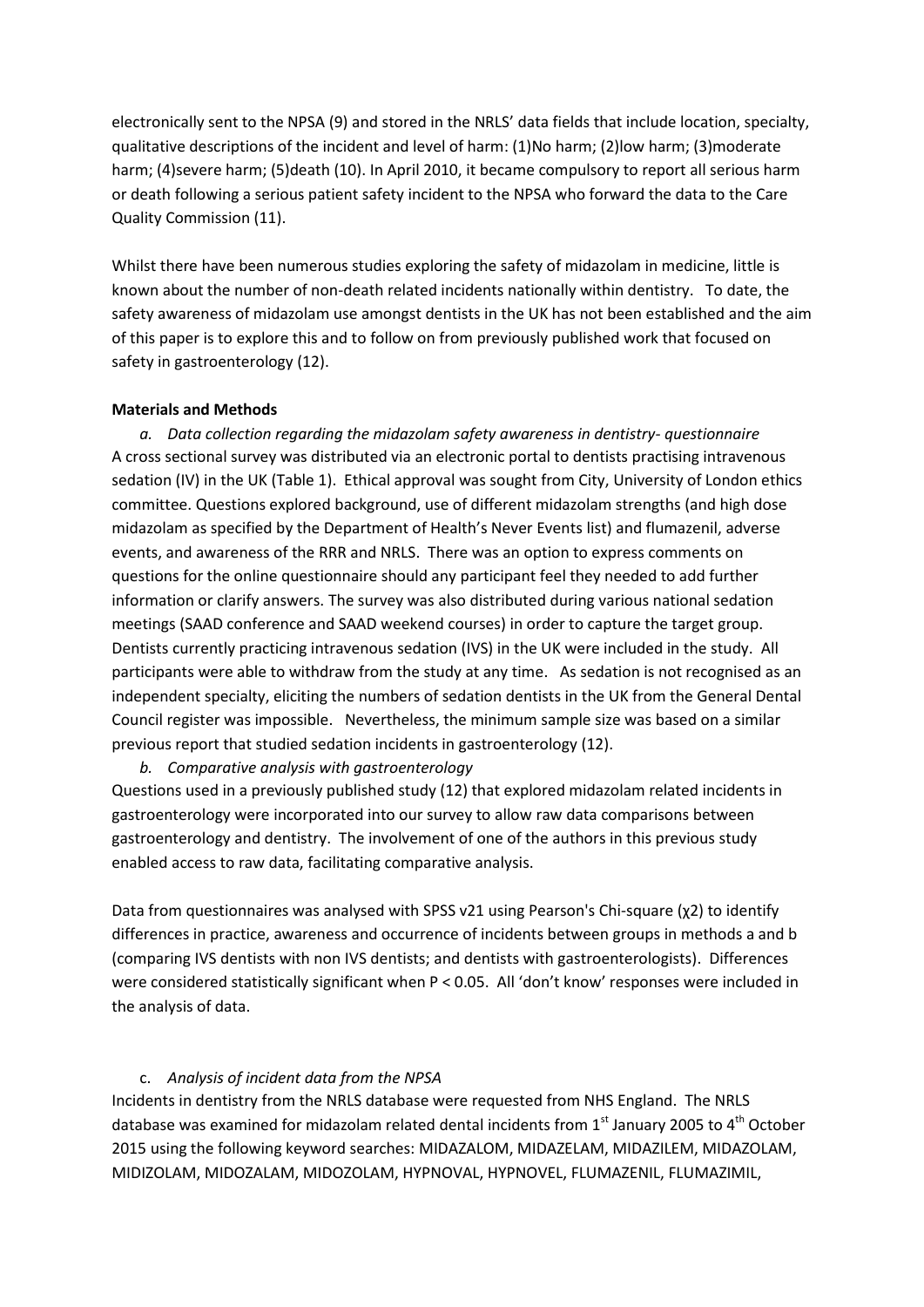electronically sent to the NPSA (9) and stored in the NRLS' data fields that include location, specialty, qualitative descriptions of the incident and level of harm: (1)No harm; (2)low harm; (3)moderate harm; (4)severe harm; (5)death (10). In April 2010, it became compulsory to report all serious harm or death following a serious patient safety incident to the NPSA who forward the data to the Care Quality Commission (11).

Whilst there have been numerous studies exploring the safety of midazolam in medicine, little is known about the number of non-death related incidents nationally within dentistry. To date, the safety awareness of midazolam use amongst dentists in the UK has not been established and the aim of this paper is to explore this and to follow on from previously published work that focused on safety in gastroenterology (12).

**Materials and Methods**

*a. Data collection regarding the midazolam safety awareness in dentistry- questionnaire*

A cross sectional survey was distributed via an electronic portal to dentists practising intravenous sedation (IV) in the UK (Table 1). Ethical approval was sought from City, University of London ethics committee. Questions explored background, use of different midazolam strengths (and high dose midazolam as specified by the Department of Health's Never Events list) and flumazenil, adverse events, and awareness of the RRR and NRLS. There was an option to express comments on questions for the online questionnaire should any participant feel they needed to add further information or clarify answers. The survey was also distributed during various national sedation meetings (SAAD conference and SAAD weekend courses) in order to capture the target group. Dentists currently practicing intravenous sedation (IVS) in the UK were included in the study. All participants were able to withdraw from the study at any time. As sedation is not recognised as an independent specialty, eliciting the numbers of sedation dentists in the UK from the General Dental Council register was impossible. Nevertheless, the minimum sample size was based on a similar previous report that studied sedation incidents in gastroenterology (12).

*b. Comparative analysis with gastroenterology*

Questions used in a previously published study (12) that explored midazolam related incidents in gastroenterology were incorporated into our survey to allow raw data comparisons between gastroenterology and dentistry. The involvement of one of the authors in this previous study enabled access to raw data, facilitating comparative analysis.

Data from questionnaires was analysed with SPSS v21 using Pearson's Chi-square ($\chi 2$) to identify differences in practice, awareness and occurrence of incidents between groups in methods a and b (comparing IVS dentists with non IVS dentists; and dentists with gastroenterologists). Differences were considered statistically significant when $P < 0.05$. All 'don't know' responses were included in the analysis of data.

c. *Analysis of incident data from the NPSA*

Incidents in dentistry from the NRLS database were requested from NHS England. The NRLS database was examined for midazolam related dental incidents from 1st January 2005 to 4th October 2015 using the following keyword searches: MIDAZALOM, MIDAZELAM, MIDAZILEM, MIDAZOLAM, MIDIZOLAM, MIDOZALAM, MIDOZOLAM, HYPNOVAL, HYPNOVEL, FLUMAZENIL, FLUMAZIMIL,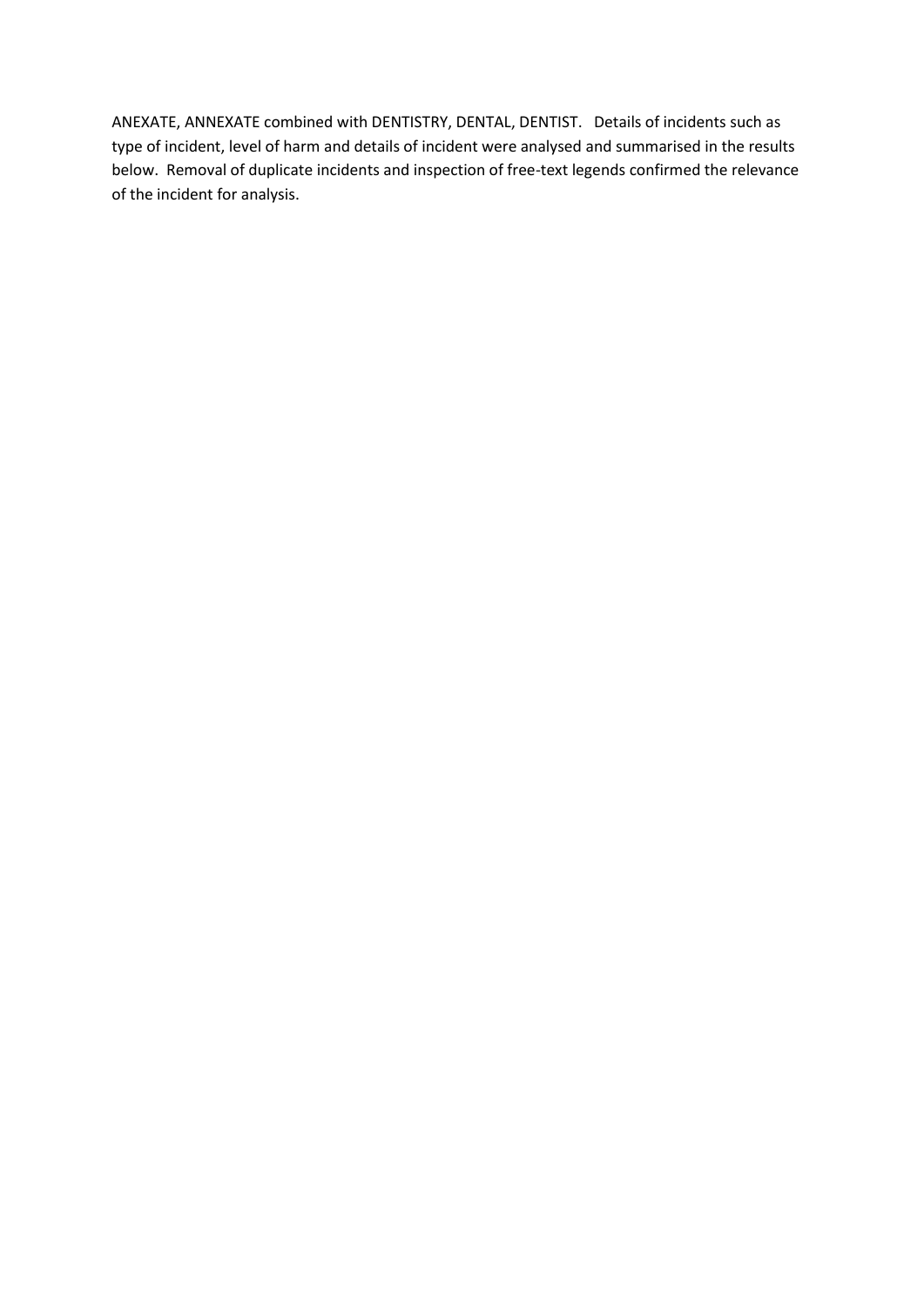ANEXATE, ANNEXATE combined with DENTISTRY, DENTAL, DENTIST. Details of incidents such as type of incident, level of harm and details of incident were analysed and summarised in the results below. Removal of duplicate incidents and inspection of free-text legends confirmed the relevance of the incident for analysis.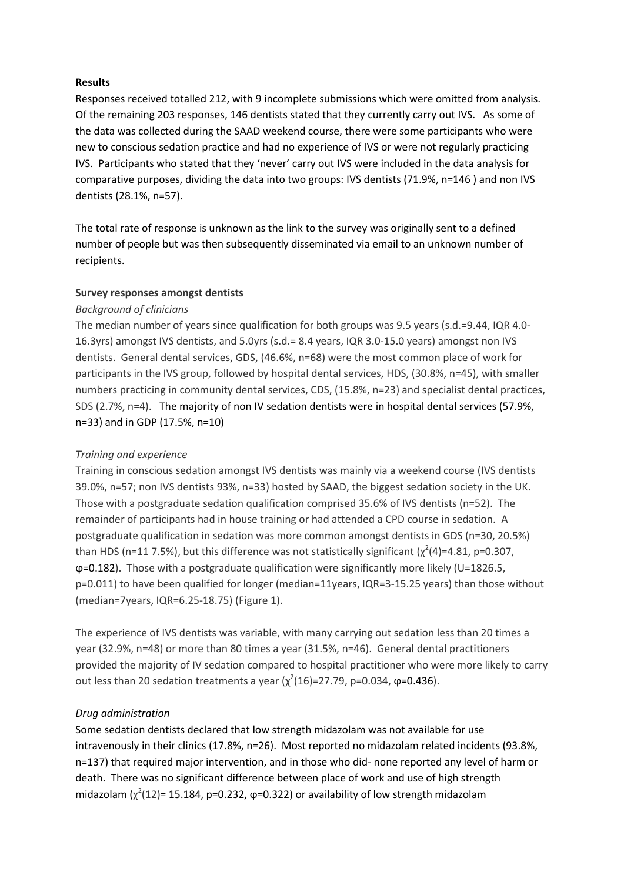**Results**

Responses received totalled 212, with 9 incomplete submissions which were omitted from analysis. Of the remaining 203 responses, 146 dentists stated that they currently carry out IVS. As some of the data was collected during the SAAD weekend course, there were some participants who were new to conscious sedation practice and had no experience of IVS or were not regularly practicing IVS. Participants who stated that they 'never' carry out IVS were included in the data analysis for comparative purposes, dividing the data into two groups: IVS dentists (71.9%, n=146 ) and non IVS dentists (28.1%, n=57).

The total rate of response is unknown as the link to the survey was originally sent to a defined number of people but was then subsequently disseminated via email to an unknown number of recipients.

**Survey responses amongst dentists**

*Background of clinicians*

The median number of years since qualification for both groups was 9.5 years (s.d.=9.44, IQR 4.0-16.3yrs) amongst IVS dentists, and 5.0yrs (s.d.= 8.4 years, IQR 3.0-15.0 years) amongst non IVS dentists. General dental services, GDS, (46.6%, n=68) were the most common place of work for participants in the IVS group, followed by hospital dental services, HDS, (30.8%, n=45), with smaller numbers practicing in community dental services, CDS, (15.8%, n=23) and specialist dental practices, SDS (2.7%, n=4). The majority of non IV sedation dentists were in hospital dental services (57.9%, n=33) and in GDP (17.5%, n=10)

*Training and experience*

Training in conscious sedation amongst IVS dentists was mainly via a weekend course (IVS dentists 39.0%, n=57; non IVS dentists 93%, n=33) hosted by SAAD, the biggest sedation society in the UK. Those with a postgraduate sedation qualification comprised 35.6% of IVS dentists (n=52). The remainder of participants had in house training or had attended a CPD course in sedation. A postgraduate qualification in sedation was more common amongst dentists in GDS (n=30, 20.5%) than HDS (n=11 7.5%), but this difference was not statistically significant ($\chi^2(4)$=4.81, p=0.307, φ=0.182). Those with a postgraduate qualification were significantly more likely (U=1826.5, p=0.011) to have been qualified for longer (median=11years, IQR=3-15.25 years) than those without (median=7years, IQR=6.25-18.75) (Figure 1).

The experience of IVS dentists was variable, with many carrying out sedation less than 20 times a year (32.9%, n=48) or more than 80 times a year (31.5%, n=46). General dental practitioners provided the majority of IV sedation compared to hospital practitioner who were more likely to carry out less than 20 sedation treatments a year ($\chi^2(16)$=27.79, p=0.034, φ=0.436).

*Drug administration*

Some sedation dentists declared that low strength midazolam was not available for use intravenously in their clinics (17.8%, n=26). Most reported no midazolam related incidents (93.8%, n=137) that required major intervention, and in those who did- none reported any level of harm or death. There was no significant difference between place of work and use of high strength midazolam ($\chi^2(12)$= 15.184, p=0.232, φ=0.322) or availability of low strength midazolam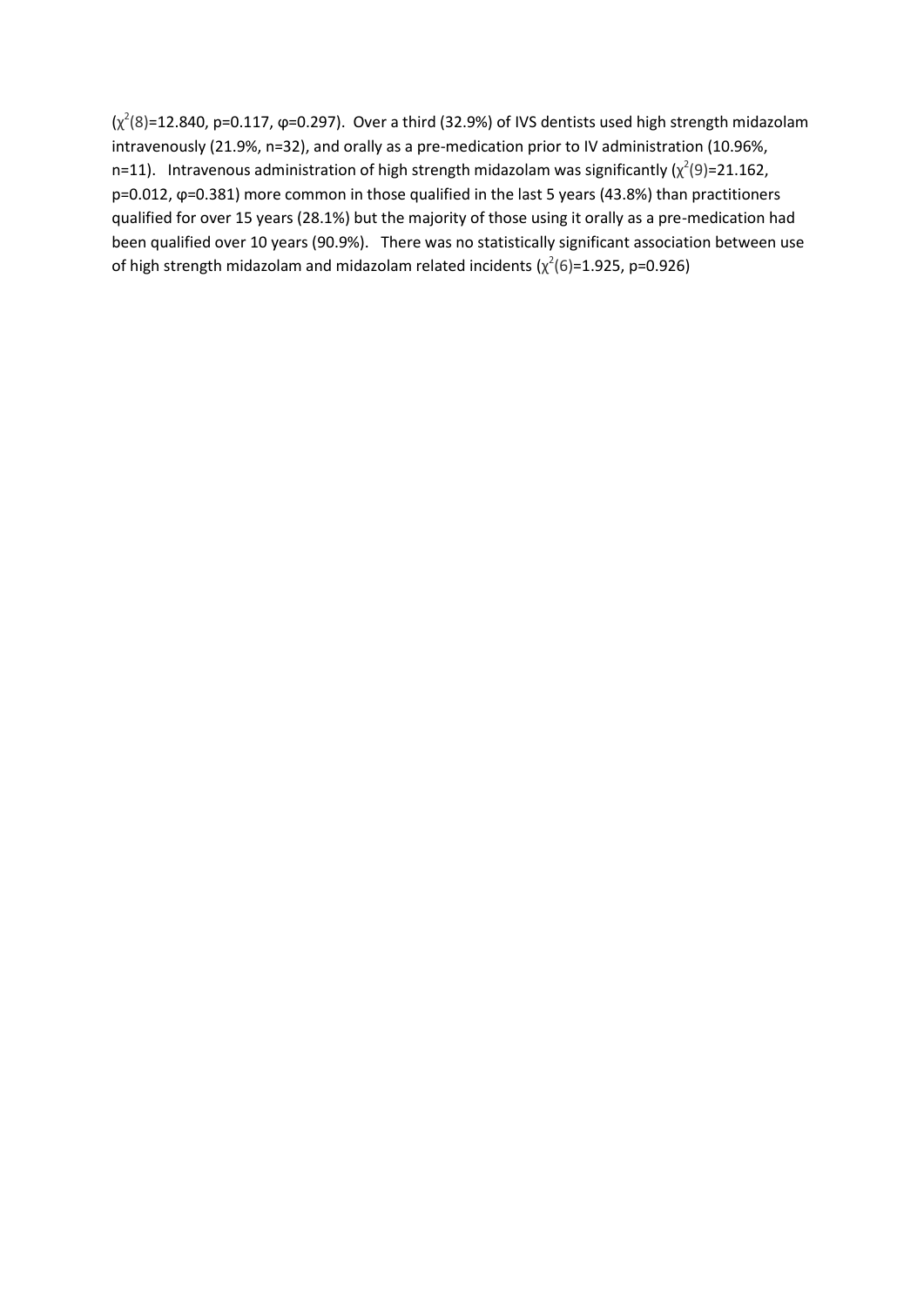($\chi^2(8)$=12.840, $p$=0.117, $\varphi$=0.297). Over a third (32.9%) of IVS dentists used high strength midazolam intravenously (21.9%, n=32), and orally as a pre-medication prior to IV administration (10.96%, n=11). Intravenous administration of high strength midazolam was significantly ($\chi^2(9)$=21.162, $p$=0.012, $\varphi$=0.381) more common in those qualified in the last 5 years (43.8%) than practitioners qualified for over 15 years (28.1%) but the majority of those using it orally as a pre-medication had been qualified over 10 years (90.9%). There was no statistically significant association between use of high strength midazolam and midazolam related incidents ($\chi^2(6)$=1.925, $p$=0.926)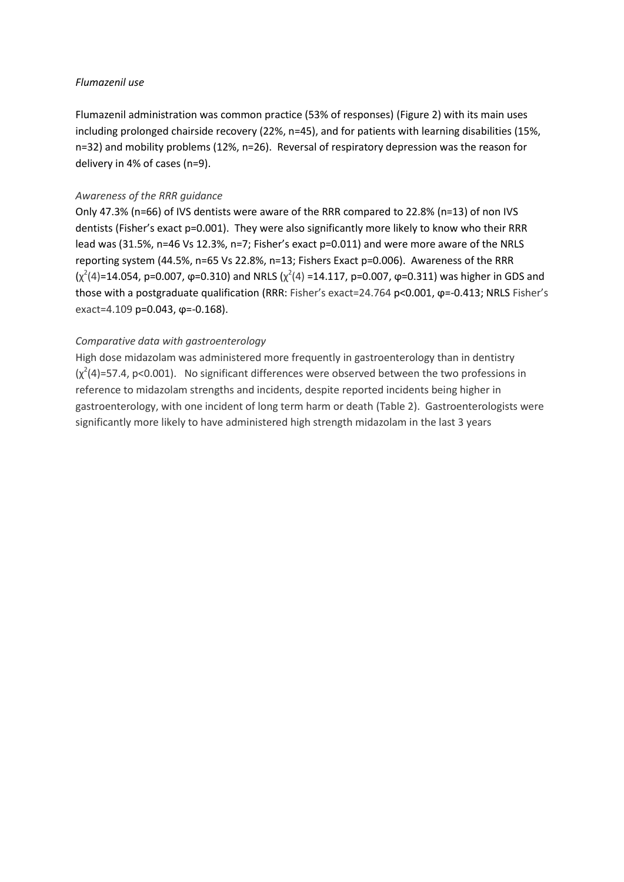*Flumazenil use*

Flumazenil administration was common practice (53% of responses) (Figure 2) with its main uses including prolonged chairside recovery (22%, n=45), and for patients with learning disabilities (15%, n=32) and mobility problems (12%, n=26). Reversal of respiratory depression was the reason for delivery in 4% of cases (n=9).

*Awareness of the RRR guidance*

Only 47.3% (n=66) of IVS dentists were aware of the RRR compared to 22.8% (n=13) of non IVS dentists (Fisher's exact p=0.001). They were also significantly more likely to know who their RRR lead was (31.5%, n=46 Vs 12.3%, n=7; Fisher's exact p=0.011) and were more aware of the NRLS reporting system (44.5%, n=65 Vs 22.8%, n=13; Fishers Exact p=0.006). Awareness of the RRR ($\chi^2(4)=14.054$, $p=0.007$, $\varphi=0.310$) and NRLS ($\chi^2(4)=14.117$, $p=0.007$, $\varphi=0.311$) was higher in GDS and those with a postgraduate qualification (RRR: Fisher's exact=24.764 $p<0.001$, $\varphi=-0.413$; NRLS Fisher's exact=4.109 $p=0.043$, $\varphi=-0.168$).

*Comparative data with gastroenterology*

High dose midazolam was administered more frequently in gastroenterology than in dentistry ($\chi^2(4)=57.4$, $p<0.001$). No significant differences were observed between the two professions in reference to midazolam strengths and incidents, despite reported incidents being higher in gastroenterology, with one incident of long term harm or death (Table 2). Gastroenterologists were significantly more likely to have administered high strength midazolam in the last 3 years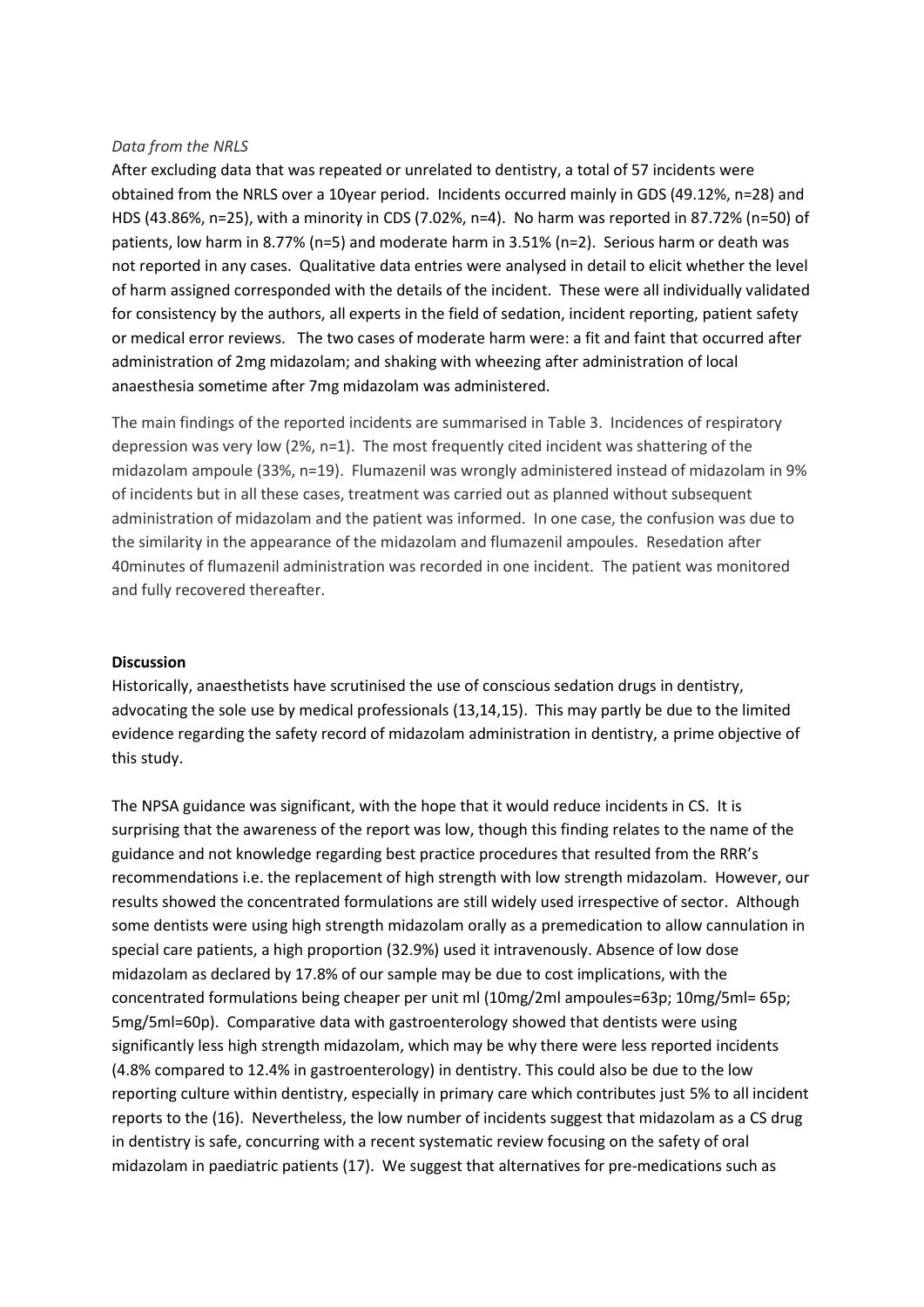*Data from the NRLS*

After excluding data that was repeated or unrelated to dentistry, a total of 57 incidents were obtained from the NRLS over a 10year period. Incidents occurred mainly in GDS (49.12%, n=28) and HDS (43.86%, n=25), with a minority in CDS (7.02%, n=4). No harm was reported in 87.72% (n=50) of patients, low harm in 8.77% (n=5) and moderate harm in 3.51% (n=2). Serious harm or death was not reported in any cases. Qualitative data entries were analysed in detail to elicit whether the level of harm assigned corresponded with the details of the incident. These were all individually validated for consistency by the authors, all experts in the field of sedation, incident reporting, patient safety or medical error reviews. The two cases of moderate harm were: a fit and faint that occurred after administration of 2mg midazolam; and shaking with wheezing after administration of local anaesthesia sometime after 7mg midazolam was administered.

The main findings of the reported incidents are summarised in Table 3. Incidences of respiratory depression was very low (2%, n=1). The most frequently cited incident was shattering of the midazolam ampoule (33%, n=19). Flumazenil was wrongly administered instead of midazolam in 9% of incidents but in all these cases, treatment was carried out as planned without subsequent administration of midazolam and the patient was informed. In one case, the confusion was due to the similarity in the appearance of the midazolam and flumazenil ampoules. Resedation after 40minutes of flumazenil administration was recorded in one incident. The patient was monitored and fully recovered thereafter.

**Discussion**

Historically, anaesthetists have scrutinised the use of conscious sedation drugs in dentistry, advocating the sole use by medical professionals (13,14,15). This may partly be due to the limited evidence regarding the safety record of midazolam administration in dentistry, a prime objective of this study.

The NPSA guidance was significant, with the hope that it would reduce incidents in CS. It is surprising that the awareness of the report was low, though this finding relates to the name of the guidance and not knowledge regarding best practice procedures that resulted from the RRR's recommendations i.e. the replacement of high strength with low strength midazolam. However, our results showed the concentrated formulations are still widely used irrespective of sector. Although some dentists were using high strength midazolam orally as a premedication to allow cannulation in special care patients, a high proportion (32.9%) used it intravenously. Absence of low dose midazolam as declared by 17.8% of our sample may be due to cost implications, with the concentrated formulations being cheaper per unit ml (10mg/2ml ampoules=63p; 10mg/5ml= 65p; 5mg/5ml=60p). Comparative data with gastroenterology showed that dentists were using significantly less high strength midazolam, which may be why there were less reported incidents (4.8% compared to 12.4% in gastroenterology) in dentistry. This could also be due to the low reporting culture within dentistry, especially in primary care which contributes just 5% to all incident reports to the (16). Nevertheless, the low number of incidents suggest that midazolam as a CS drug in dentistry is safe, concurring with a recent systematic review focusing on the safety of oral midazolam in paediatric patients (17). We suggest that alternatives for pre-medications such as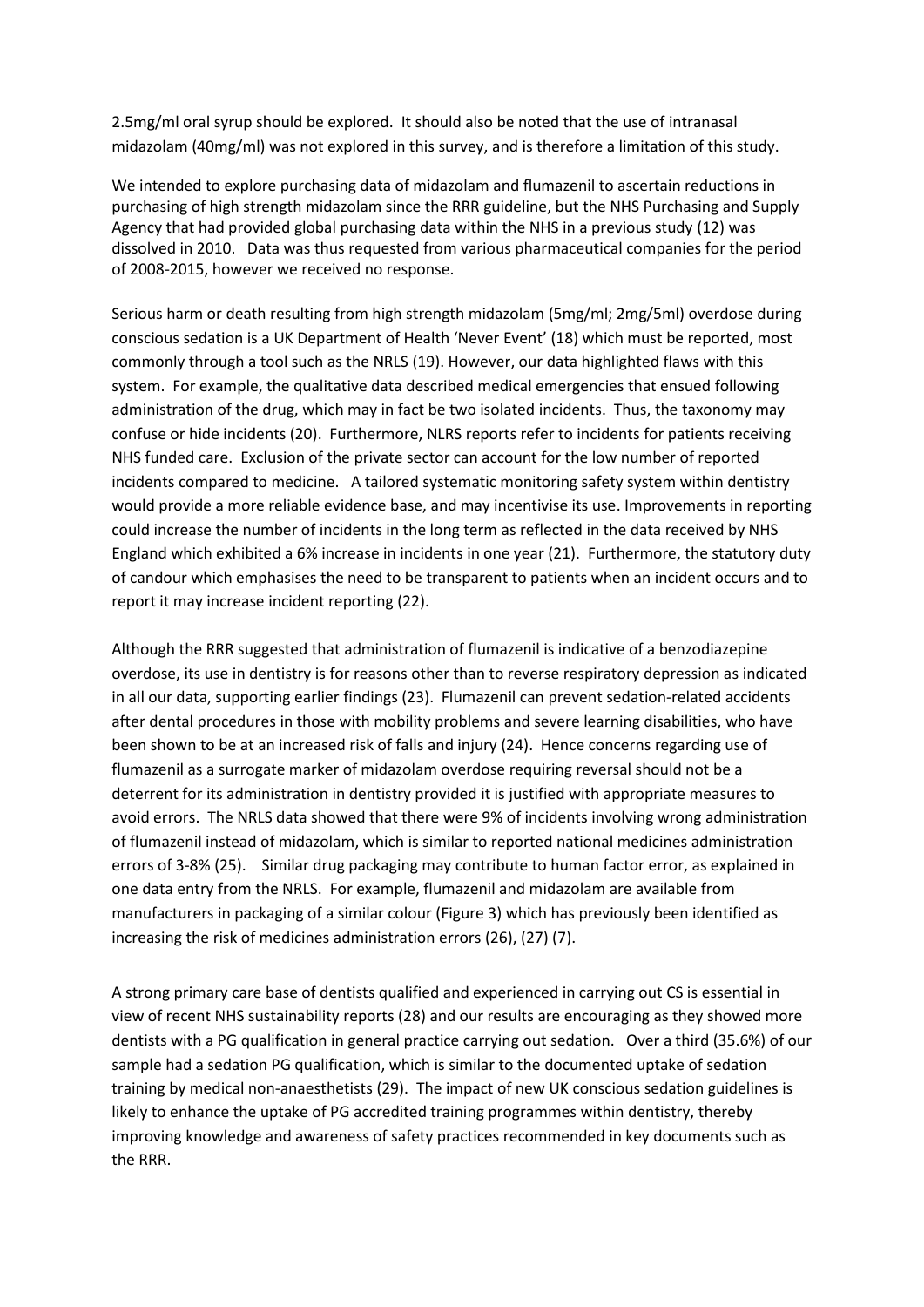2.5mg/ml oral syrup should be explored. It should also be noted that the use of intranasal midazolam (40mg/ml) was not explored in this survey, and is therefore a limitation of this study.

We intended to explore purchasing data of midazolam and flumazenil to ascertain reductions in purchasing of high strength midazolam since the RRR guideline, but the NHS Purchasing and Supply Agency that had provided global purchasing data within the NHS in a previous study (12) was dissolved in 2010. Data was thus requested from various pharmaceutical companies for the period of 2008-2015, however we received no response.

Serious harm or death resulting from high strength midazolam (5mg/ml; 2mg/5ml) overdose during conscious sedation is a UK Department of Health 'Never Event' (18) which must be reported, most commonly through a tool such as the NRLS (19). However, our data highlighted flaws with this system. For example, the qualitative data described medical emergencies that ensued following administration of the drug, which may in fact be two isolated incidents. Thus, the taxonomy may confuse or hide incidents (20). Furthermore, NLRS reports refer to incidents for patients receiving NHS funded care. Exclusion of the private sector can account for the low number of reported incidents compared to medicine. A tailored systematic monitoring safety system within dentistry would provide a more reliable evidence base, and may incentivise its use. Improvements in reporting could increase the number of incidents in the long term as reflected in the data received by NHS England which exhibited a 6% increase in incidents in one year (21). Furthermore, the statutory duty of candour which emphasises the need to be transparent to patients when an incident occurs and to report it may increase incident reporting (22).

Although the RRR suggested that administration of flumazenil is indicative of a benzodiazepine overdose, its use in dentistry is for reasons other than to reverse respiratory depression as indicated in all our data, supporting earlier findings (23). Flumazenil can prevent sedation-related accidents after dental procedures in those with mobility problems and severe learning disabilities, who have been shown to be at an increased risk of falls and injury (24). Hence concerns regarding use of flumazenil as a surrogate marker of midazolam overdose requiring reversal should not be a deterrent for its administration in dentistry provided it is justified with appropriate measures to avoid errors. The NRLS data showed that there were 9% of incidents involving wrong administration of flumazenil instead of midazolam, which is similar to reported national medicines administration errors of 3-8% (25). Similar drug packaging may contribute to human factor error, as explained in one data entry from the NRLS. For example, flumazenil and midazolam are available from manufacturers in packaging of a similar colour (Figure 3) which has previously been identified as increasing the risk of medicines administration errors (26), (27) (7).

A strong primary care base of dentists qualified and experienced in carrying out CS is essential in view of recent NHS sustainability reports (28) and our results are encouraging as they showed more dentists with a PG qualification in general practice carrying out sedation. Over a third (35.6%) of our sample had a sedation PG qualification, which is similar to the documented uptake of sedation training by medical non-anaesthetists (29). The impact of new UK conscious sedation guidelines is likely to enhance the uptake of PG accredited training programmes within dentistry, thereby improving knowledge and awareness of safety practices recommended in key documents such as the RRR.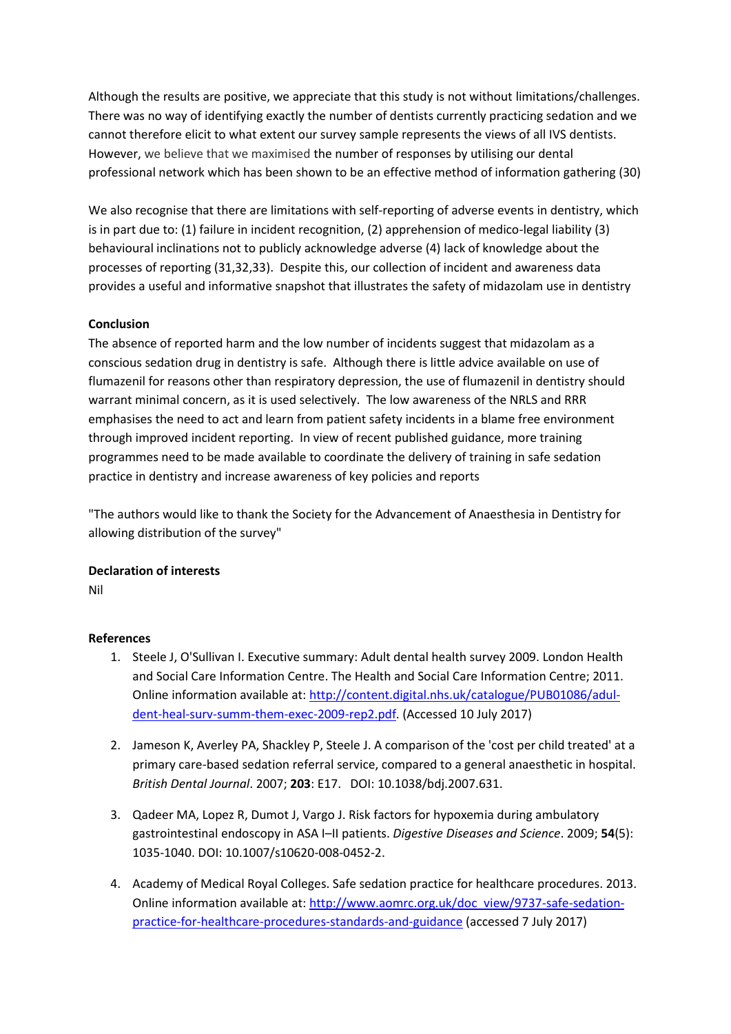Although the results are positive, we appreciate that this study is not without limitations/challenges. There was no way of identifying exactly the number of dentists currently practicing sedation and we cannot therefore elicit to what extent our survey sample represents the views of all IVS dentists. However, we believe that we maximised the number of responses by utilising our dental professional network which has been shown to be an effective method of information gathering (30)

We also recognise that there are limitations with self-reporting of adverse events in dentistry, which is in part due to: (1) failure in incident recognition, (2) apprehension of medico-legal liability (3) behavioural inclinations not to publicly acknowledge adverse (4) lack of knowledge about the processes of reporting (31,32,33). Despite this, our collection of incident and awareness data provides a useful and informative snapshot that illustrates the safety of midazolam use in dentistry

**Conclusion**

The absence of reported harm and the low number of incidents suggest that midazolam as a conscious sedation drug in dentistry is safe. Although there is little advice available on use of flumazenil for reasons other than respiratory depression, the use of flumazenil in dentistry should warrant minimal concern, as it is used selectively. The low awareness of the NRLS and RRR emphasises the need to act and learn from patient safety incidents in a blame free environment through improved incident reporting. In view of recent published guidance, more training programmes need to be made available to coordinate the delivery of training in safe sedation practice in dentistry and increase awareness of key policies and reports

"The authors would like to thank the Society for the Advancement of Anaesthesia in Dentistry for allowing distribution of the survey"

**Declaration of interests**

Nil

**References**

1. Steele J, O'Sullivan I. Executive summary: Adult dental health survey 2009. London Health and Social Care Information Centre. The Health and Social Care Information Centre; 2011. Online information available at: [http://content.digital.nhs.uk/catalogue/PUB01086/adul-dent-heal-surv-summ-them-exec-2009-rep2.pdf](http://content.digital.nhs.uk/catalogue/PUB01086/adul-dent-heal-surv-summ-them-exec-2009-rep2.pdf). (Accessed 10 July 2017)

2. Jameson K, Averley PA, Shackley P, Steele J. A comparison of the 'cost per child treated' at a primary care-based sedation referral service, compared to a general anaesthetic in hospital. *British Dental Journal*. 2007; **203**: E17. DOI: 10.1038/bdj.2007.631.

3. Qadeer MA, Lopez R, Dumot J, Vargo J. Risk factors for hypoxemia during ambulatory gastrointestinal endoscopy in ASA I–II patients. *Digestive Diseases and Science*. 2009; **54**(5): 1035-1040. DOI: 10.1007/s10620-008-0452-2.

4. Academy of Medical Royal Colleges. Safe sedation practice for healthcare procedures. 2013. Online information available at: [http://www.aomrc.org.uk/doc_view/9737-safe-sedation-practice-for-healthcare-procedures-standards-and-guidance](http://www.aomrc.org.uk/doc_view/9737-safe-sedation-practice-for-healthcare-procedures-standards-and-guidance) (accessed 7 July 2017)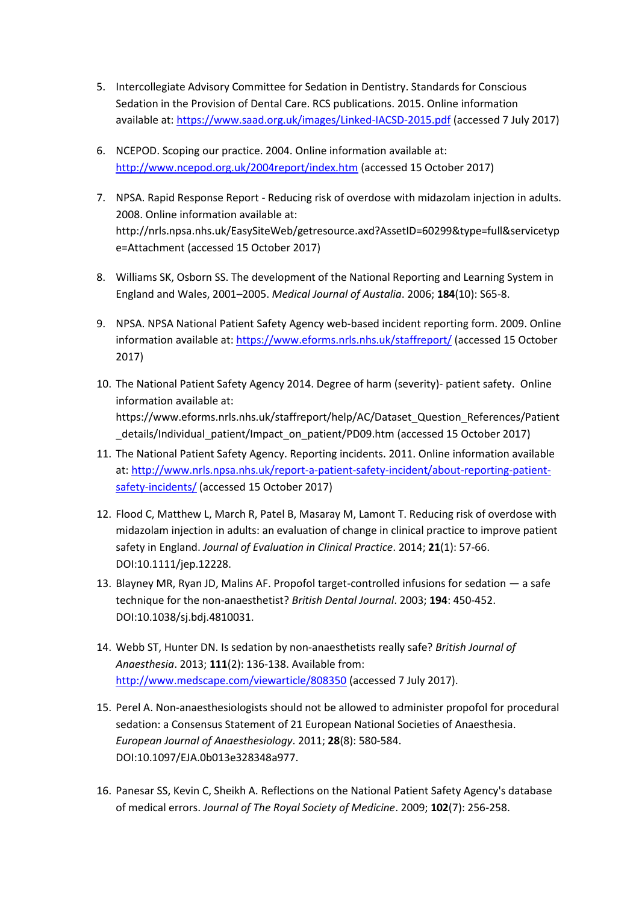5. Intercollegiate Advisory Committee for Sedation in Dentistry. Standards for Conscious Sedation in the Provision of Dental Care. RCS publications. 2015. Online information available at: https://www.saad.org.uk/images/Linked-IACSD-2015.pdf (accessed 7 July 2017)

6. NCEPOD. Scoping our practice. 2004. Online information available at: http://www.ncepod.org.uk/2004report/index.htm (accessed 15 October 2017)

7. NPSA. Rapid Response Report - Reducing risk of overdose with midazolam injection in adults. 2008. Online information available at: http://nrls.npsa.nhs.uk/EasySiteWeb/getresource.axd?AssetID=60299&type=full&servicetype=Attachment (accessed 15 October 2017)

8. Williams SK, Osborn SS. The development of the National Reporting and Learning System in England and Wales, 2001–2005. *Medical Journal of Austalia*. 2006; **184**(10): S65-8.

9. NPSA. NPSA National Patient Safety Agency web-based incident reporting form. 2009. Online information available at: https://www.eforms.nrls.nhs.uk/staffreport/ (accessed 15 October 2017)

10. The National Patient Safety Agency 2014. Degree of harm (severity)- patient safety. Online information available at: https://www.eforms.nrls.nhs.uk/staffreport/help/AC/Dataset_Question_References/Patient_details/Individual_patient/Impact_on_patient/PD09.htm (accessed 15 October 2017)

11. The National Patient Safety Agency. Reporting incidents. 2011. Online information available at: http://www.nrls.npsa.nhs.uk/report-a-patient-safety-incident/about-reporting-patient-safety-incidents/ (accessed 15 October 2017)

12. Flood C, Matthew L, March R, Patel B, Masaray M, Lamont T. Reducing risk of overdose with midazolam injection in adults: an evaluation of change in clinical practice to improve patient safety in England. *Journal of Evaluation in Clinical Practice*. 2014; **21**(1): 57-66. DOI:10.1111/jep.12228.

13. Blayney MR, Ryan JD, Malins AF. Propofol target-controlled infusions for sedation — a safe technique for the non-anaesthetist? *British Dental Journal*. 2003; **194**: 450-452. DOI:10.1038/sj.bdj.4810031.

14. Webb ST, Hunter DN. Is sedation by non-anaesthetists really safe? *British Journal of Anaesthesia*. 2013; **111**(2): 136-138. Available from: http://www.medscape.com/viewarticle/808350 (accessed 7 July 2017).

15. Perel A. Non-anaesthesiologists should not be allowed to administer propofol for procedural sedation: a Consensus Statement of 21 European National Societies of Anaesthesia. *European Journal of Anaesthesiology*. 2011; **28**(8): 580-584. DOI:10.1097/EJA.0b013e328348a977.

16. Panesar SS, Kevin C, Sheikh A. Reflections on the National Patient Safety Agency's database of medical errors. *Journal of The Royal Society of Medicine*. 2009; **102**(7): 256-258.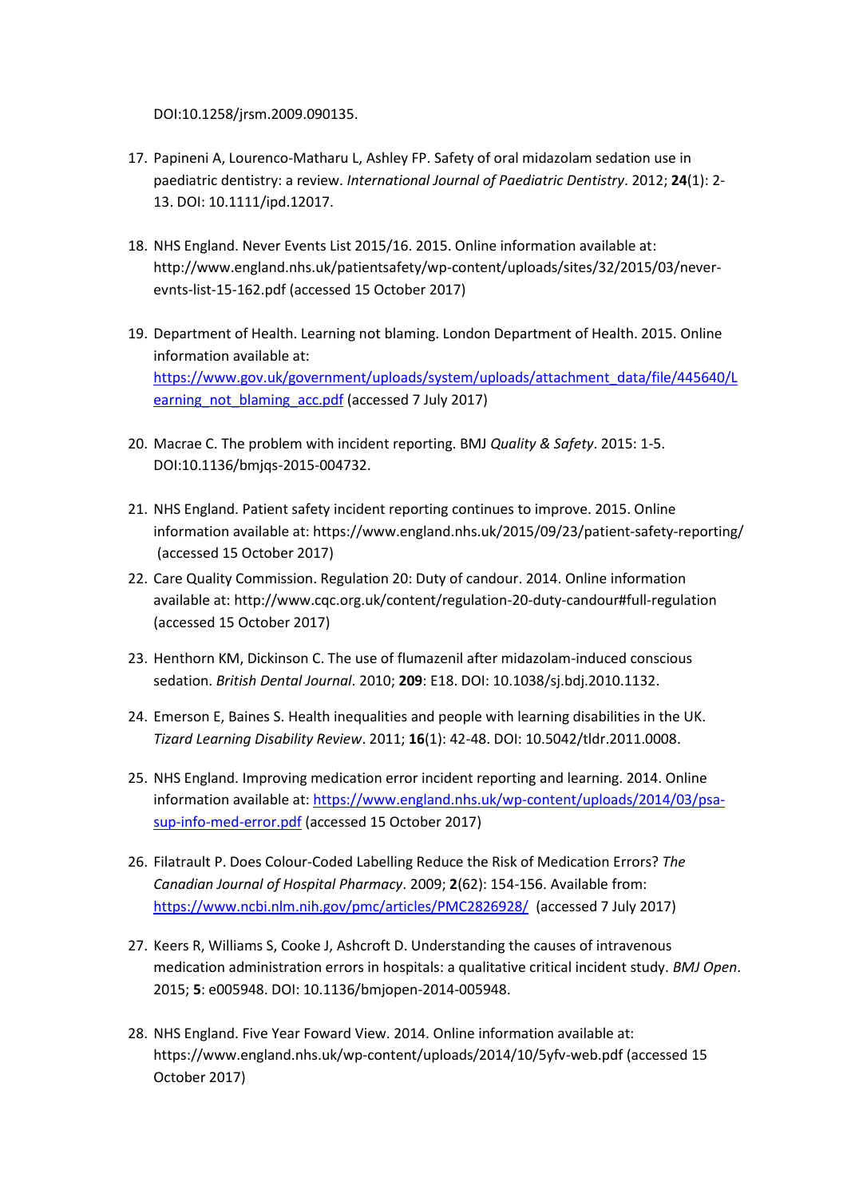DOI:10.1258/jrsm.2009.090135.

17. Papineni A, Lourenco-Matharu L, Ashley FP. Safety of oral midazolam sedation use in paediatric dentistry: a review. *International Journal of Paediatric Dentistry*. 2012; **24**(1): 2-13. DOI: 10.1111/ipd.12017.

18. NHS England. Never Events List 2015/16. 2015. Online information available at: http://www.england.nhs.uk/patientsafety/wp-content/uploads/sites/32/2015/03/never-evnts-list-15-162.pdf (accessed 15 October 2017)

19. Department of Health. Learning not blaming. London Department of Health. 2015. Online information available at: https://www.gov.uk/government/uploads/system/uploads/attachment_data/file/445640/Learning_not_blaming_acc.pdf (accessed 7 July 2017)

20. Macrae C. The problem with incident reporting. BMJ *Quality & Safety*. 2015: 1-5. DOI:10.1136/bmjqs-2015-004732.

21. NHS England. Patient safety incident reporting continues to improve. 2015. Online information available at: https://www.england.nhs.uk/2015/09/23/patient-safety-reporting/ (accessed 15 October 2017)

22. Care Quality Commission. Regulation 20: Duty of candour. 2014. Online information available at: http://www.cqc.org.uk/content/regulation-20-duty-candour#full-regulation (accessed 15 October 2017)

23. Henthorn KM, Dickinson C. The use of flumazenil after midazolam-induced conscious sedation. *British Dental Journal*. 2010; **209**: E18. DOI: 10.1038/sj.bdj.2010.1132.

24. Emerson E, Baines S. Health inequalities and people with learning disabilities in the UK. *Tizard Learning Disability Review*. 2011; **16**(1): 42-48. DOI: 10.5042/tldr.2011.0008.

25. NHS England. Improving medication error incident reporting and learning. 2014. Online information available at: https://www.england.nhs.uk/wp-content/uploads/2014/03/psa-sup-info-med-error.pdf (accessed 15 October 2017)

26. Filatrault P. Does Colour-Coded Labelling Reduce the Risk of Medication Errors? *The Canadian Journal of Hospital Pharmacy*. 2009; **2**(62): 154-156. Available from: https://www.ncbi.nlm.nih.gov/pmc/articles/PMC2826928/ (accessed 7 July 2017)

27. Keers R, Williams S, Cooke J, Ashcroft D. Understanding the causes of intravenous medication administration errors in hospitals: a qualitative critical incident study. *BMJ Open*. 2015; **5**: e005948. DOI: 10.1136/bmjopen-2014-005948.

28. NHS England. Five Year Foward View. 2014. Online information available at: https://www.england.nhs.uk/wp-content/uploads/2014/10/5yfv-web.pdf (accessed 15 October 2017)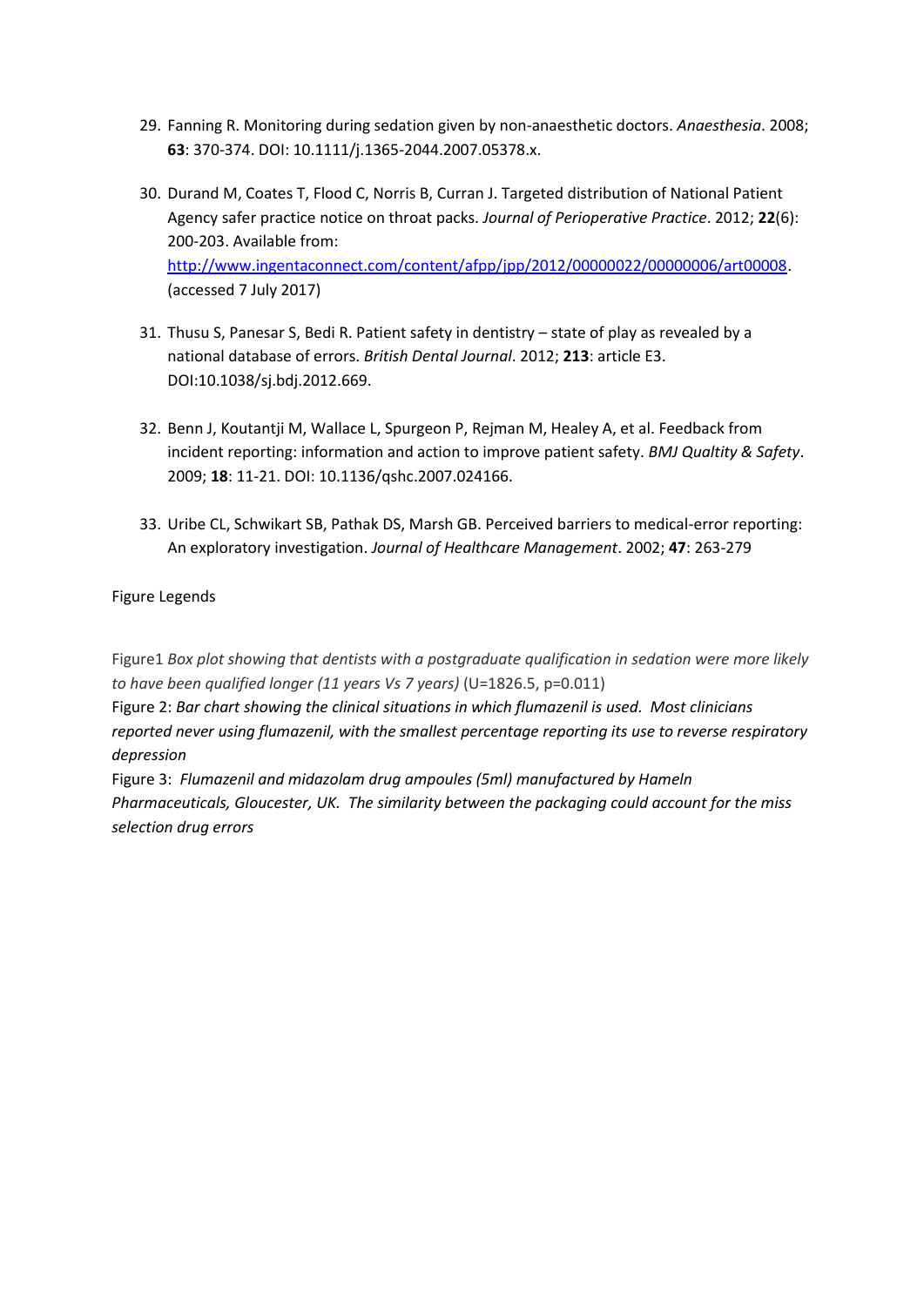29. Fanning R. Monitoring during sedation given by non-anaesthetic doctors. *Anaesthesia*. 2008; **63**: 370-374. DOI: 10.1111/j.1365-2044.2007.05378.x.

30. Durand M, Coates T, Flood C, Norris B, Curran J. Targeted distribution of National Patient Agency safer practice notice on throat packs. *Journal of Perioperative Practice*. 2012; **22**(6): 200-203. Available from: http://www.ingentaconnect.com/content/afpp/jpp/2012/00000022/00000006/art00008. (accessed 7 July 2017)

31. Thusu S, Panesar S, Bedi R. Patient safety in dentistry – state of play as revealed by a national database of errors. *British Dental Journal*. 2012; **213**: article E3. DOI:10.1038/sj.bdj.2012.669.

32. Benn J, Koutantji M, Wallace L, Spurgeon P, Rejman M, Healey A, et al. Feedback from incident reporting: information and action to improve patient safety. *BMJ Qualtity & Safety*. 2009; **18**: 11-21. DOI: 10.1136/qshc.2007.024166.

33. Uribe CL, Schwikart SB, Pathak DS, Marsh GB. Perceived barriers to medical-error reporting: An exploratory investigation. *Journal of Healthcare Management*. 2002; **47**: 263-279

Figure Legends

Figure1 *Box plot showing that dentists with a postgraduate qualification in sedation were more likely to have been qualified longer (11 years Vs 7 years)* (U=1826.5, p=0.011)

Figure 2: *Bar chart showing the clinical situations in which flumazenil is used. Most clinicians reported never using flumazenil, with the smallest percentage reporting its use to reverse respiratory depression*

Figure 3: *Flumazenil and midazolam drug ampoules (5ml) manufactured by Hameln Pharmaceuticals, Gloucester, UK. The similarity between the packaging could account for the miss selection drug errors*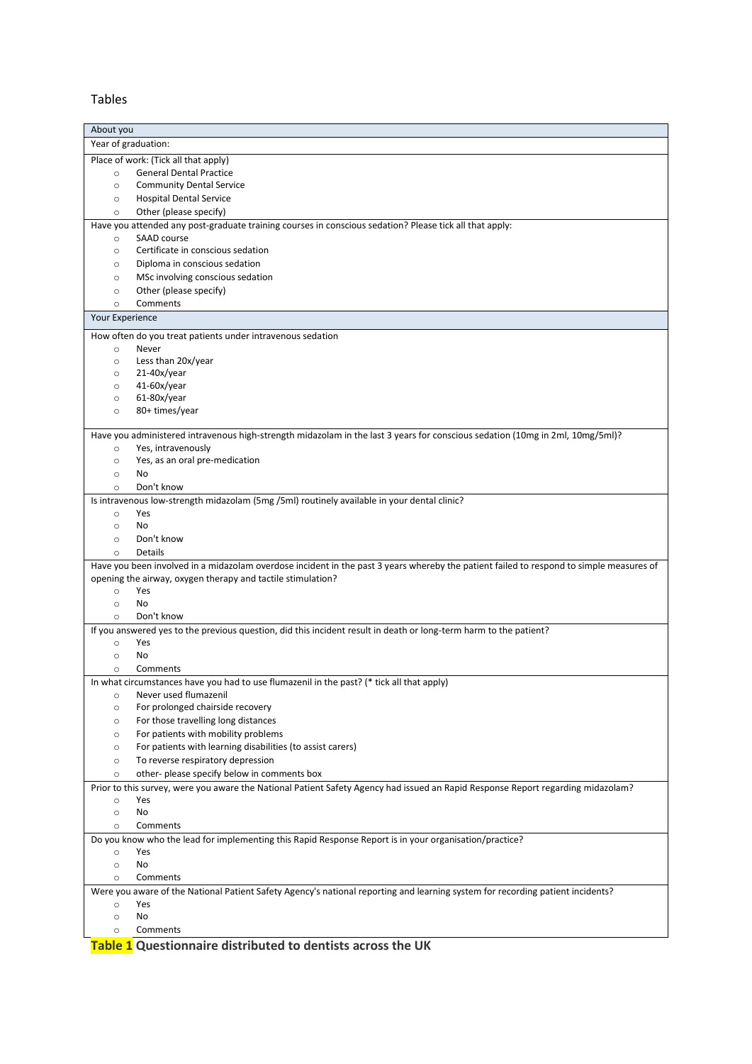## Tables

| About you |
|---|
| Year of graduation: |
| Place of work: (Tick all that apply)<br>○ General Dental Practice<br>○ Community Dental Service<br>○ Hospital Dental Service<br>○ Other (please specify) |
| Have you attended any post-graduate training courses in conscious sedation? Please tick all that apply:<br>○ SAAD course<br>○ Certificate in conscious sedation<br>○ Diploma in conscious sedation<br>○ MSc involving conscious sedation<br>○ Other (please specify)<br>○ Comments |
| **Your Experience** |
| How often do you treat patients under intravenous sedation<br>○ Never<br>○ Less than 20x/year<br>○ 21-40x/year<br>○ 41-60x/year<br>○ 61-80x/year<br>○ 80+ times/year |
| Have you administered intravenous high-strength midazolam in the last 3 years for conscious sedation (10mg in 2ml, 10mg/5ml)?<br>○ Yes, intravenously<br>○ Yes, as an oral pre-medication<br>○ No<br>○ Don't know |
| Is intravenous low-strength midazolam (5mg /5ml) routinely available in your dental clinic?<br>○ Yes<br>○ No<br>○ Don't know<br>○ Details |
| Have you been involved in a midazolam overdose incident in the past 3 years whereby the patient failed to respond to simple measures of opening the airway, oxygen therapy and tactile stimulation?<br>○ Yes<br>○ No<br>○ Don't know |
| If you answered yes to the previous question, did this incident result in death or long-term harm to the patient?<br>○ Yes<br>○ No<br>○ Comments |
| In what circumstances have you had to use flumazenil in the past? (* tick all that apply)<br>○ Never used flumazenil<br>○ For prolonged chairside recovery<br>○ For those travelling long distances<br>○ For patients with mobility problems<br>○ For patients with learning disabilities (to assist carers)<br>○ To reverse respiratory depression<br>○ other- please specify below in comments box |
| Prior to this survey, were you aware the National Patient Safety Agency had issued an Rapid Response Report regarding midazolam?<br>○ Yes<br>○ No<br>○ Comments |
| Do you know who the lead for implementing this Rapid Response Report is in your organisation/practice?<br>○ Yes<br>○ No<br>○ Comments |
| Were you aware of the National Patient Safety Agency's national reporting and learning system for recording patient incidents?<br>○ Yes<br>○ No<br>○ Comments |

**Table 1 Questionnaire distributed to dentists across the UK**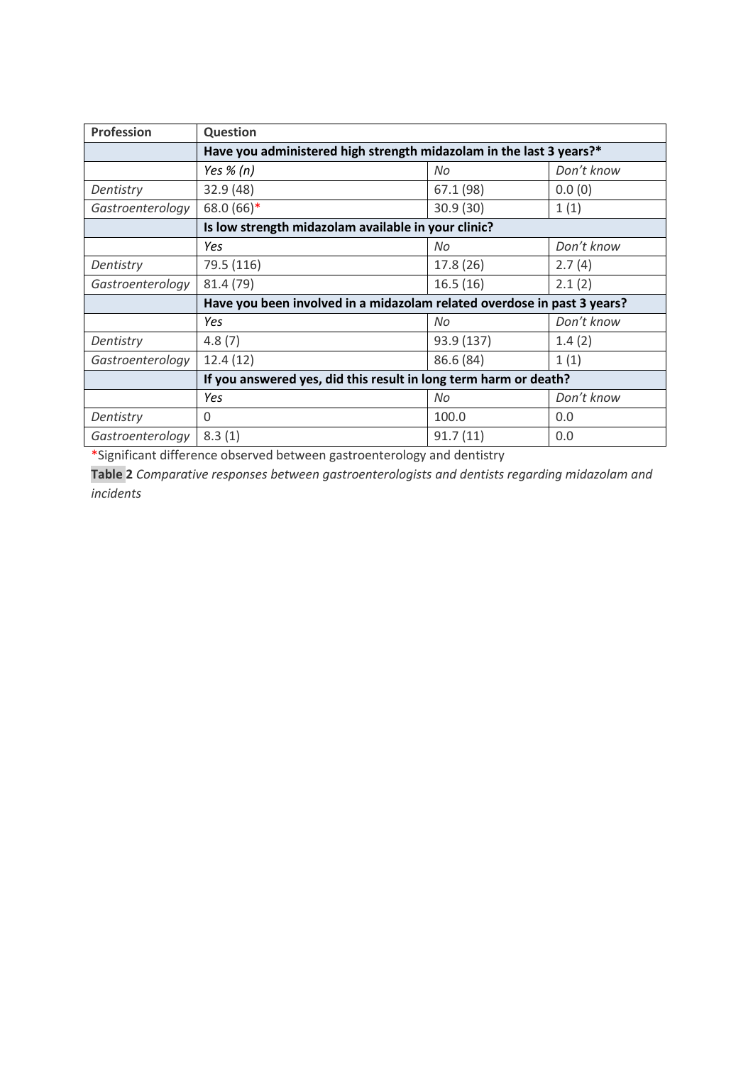| Profession | Question | | |
|---|---|---|---|
| | **Have you administered high strength midazolam in the last 3 years?\*** | | |
| | *Yes % (n)* | *No* | *Don't know* |
| *Dentistry* | 32.9 (48) | 67.1 (98) | 0.0 (0) |
| *Gastroenterology* | 68.0 (66)* | 30.9 (30) | 1 (1) |
| | **Is low strength midazolam available in your clinic?** | | |
| | *Yes* | *No* | *Don't know* |
| *Dentistry* | 79.5 (116) | 17.8 (26) | 2.7 (4) |
| *Gastroenterology* | 81.4 (79) | 16.5 (16) | 2.1 (2) |
| | **Have you been involved in a midazolam related overdose in past 3 years?** | | |
| | *Yes* | *No* | *Don't know* |
| *Dentistry* | 4.8 (7) | 93.9 (137) | 1.4 (2) |
| *Gastroenterology* | 12.4 (12) | 86.6 (84) | 1 (1) |
| | **If you answered yes, did this result in long term harm or death?** | | |
| | *Yes* | *No* | *Don't know* |
| *Dentistry* | 0 | 100.0 | 0.0 |
| *Gastroenterology* | 8.3 (1) | 91.7 (11) | 0.0 |

*Significant difference observed between gastroenterology and dentistry

**Table 2** *Comparative responses between gastroenterologists and dentists regarding midazolam and incidents*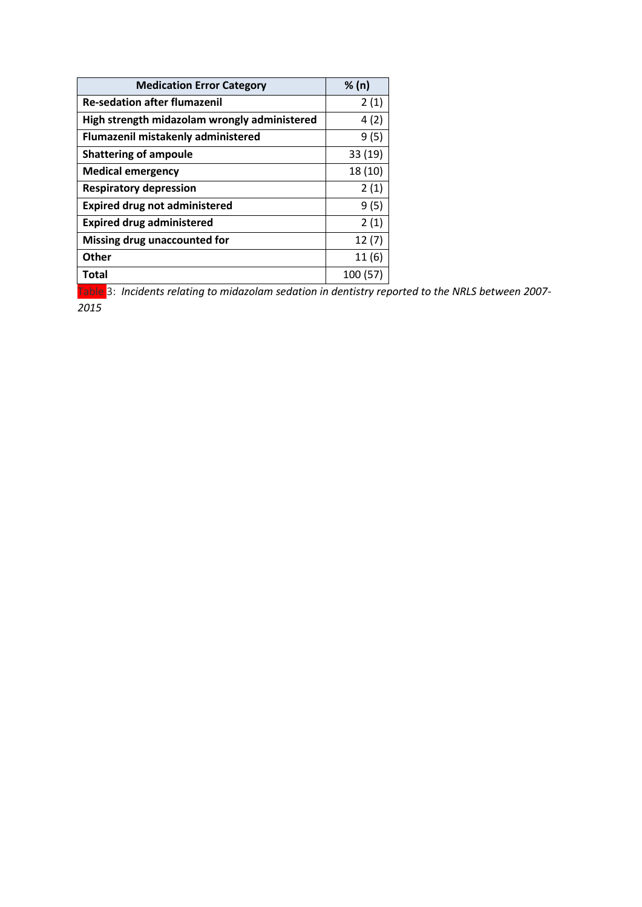| Medication Error Category | % (n) |
|---|---|
| **Re-sedation after flumazenil** | 2 (1) |
| **High strength midazolam wrongly administered** | 4 (2) |
| **Flumazenil mistakenly administered** | 9 (5) |
| **Shattering of ampoule** | 33 (19) |
| **Medical emergency** | 18 (10) |
| **Respiratory depression** | 2 (1) |
| **Expired drug not administered** | 9 (5) |
| **Expired drug administered** | 2 (1) |
| **Missing drug unaccounted for** | 12 (7) |
| **Other** | 11 (6) |
| **Total** | 100 (57) |

Table 3: *Incidents relating to midazolam sedation in dentistry reported to the NRLS between 2007-2015*